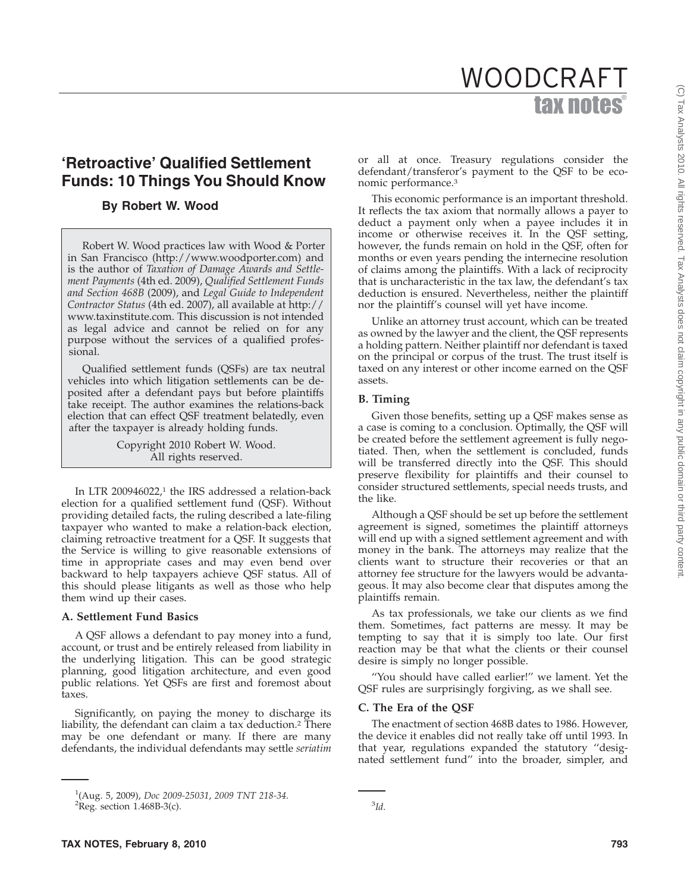# 'Retroactive' Qualified Settlement Funds: 10 Things You Should Know

**By Robert W. Wood**

Robert W. Wood practices law with Wood & Porter in San Francisco (http://www.woodporter.com) and is the author of *Taxation of Damage Awards and Settlement Payments* (4th ed. 2009), *Qualified Settlement Funds and Section 468B* (2009), and *Legal Guide to Independent Contractor Status* (4th ed. 2007), all available at http://www.taxinstitute.com. This discussion is not intended as legal advice and cannot be relied on for any purpose without the services of a qualified professional.

Qualified settlement funds (QSFs) are tax neutral vehicles into which litigation settlements can be deposited after a defendant pays but before plaintiffs take receipt. The author examines the relations-back election that can effect QSF treatment belatedly, even after the taxpayer is already holding funds.

Copyright 2010 Robert W. Wood.
All rights reserved.

In LTR 200946022,[1] the IRS addressed a relation-back election for a qualified settlement fund (QSF). Without providing detailed facts, the ruling described a late-filing taxpayer who wanted to make a relation-back election, claiming retroactive treatment for a QSF. It suggests that the Service is willing to give reasonable extensions of time in appropriate cases and may even bend over backward to help taxpayers achieve QSF status. All of this should please litigants as well as those who help them wind up their cases.

### A. Settlement Fund Basics

A QSF allows a defendant to pay money into a fund, account, or trust and be entirely released from liability in the underlying litigation. This can be good strategic planning, good litigation architecture, and even good public relations. Yet QSFs are first and foremost about taxes.

Significantly, on paying the money to discharge its liability, the defendant can claim a tax deduction.[2] There may be one defendant or many. If there are many defendants, the individual defendants may settle *seriatim* or all at once. Treasury regulations consider the defendant/transferor's payment to the QSF to be economic performance.[3]

This economic performance is an important threshold. It reflects the tax axiom that normally allows a payer to deduct a payment only when a payee includes it in income or otherwise receives it. In the QSF setting, however, the funds remain on hold in the QSF, often for months or even years pending the internecine resolution of claims among the plaintiffs. With a lack of reciprocity that is uncharacteristic in the tax law, the defendant's tax deduction is ensured. Nevertheless, neither the plaintiff nor the plaintiff's counsel will yet have income.

Unlike an attorney trust account, which can be treated as owned by the lawyer and the client, the QSF represents a holding pattern. Neither plaintiff nor defendant is taxed on the principal or corpus of the trust. The trust itself is taxed on any interest or other income earned on the QSF assets.

### B. Timing

Given those benefits, setting up a QSF makes sense as a case is coming to a conclusion. Optimally, the QSF will be created before the settlement agreement is fully negotiated. Then, when the settlement is concluded, funds will be transferred directly into the QSF. This should preserve flexibility for plaintiffs and their counsel to consider structured settlements, special needs trusts, and the like.

Although a QSF should be set up before the settlement agreement is signed, sometimes the plaintiff attorneys will end up with a signed settlement agreement and with money in the bank. The attorneys may realize that the clients want to structure their recoveries or that an attorney fee structure for the lawyers would be advantageous. It may also become clear that disputes among the plaintiffs remain.

As tax professionals, we take our clients as we find them. Sometimes, fact patterns are messy. It may be tempting to say that it is simply too late. Our first reaction may be that what the clients or their counsel desire is simply no longer possible.

''You should have called earlier!'' we lament. Yet the QSF rules are surprisingly forgiving, as we shall see.

### C. The Era of the QSF

The enactment of section 468B dates to 1986. However, the device it enables did not really take off until 1993. In that year, regulations expanded the statutory ''designated settlement fund'' into the broader, simpler, and

---

[1] (Aug. 5, 2009), *Doc 2009-25031*, *2009 TNT 218-34*.

[2] Reg. section 1.468B-3(c).

[3] *Id*.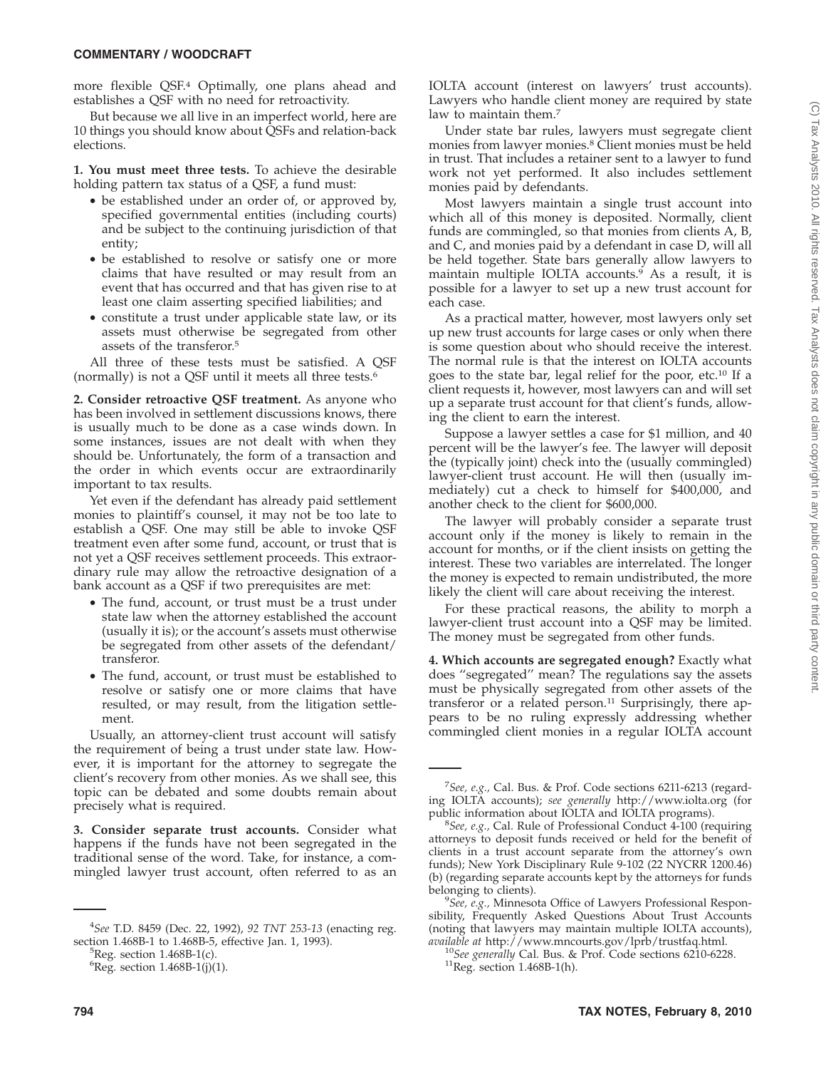more flexible QSF.[4] Optimally, one plans ahead and establishes a QSF with no need for retroactivity.

But because we all live in an imperfect world, here are 10 things you should know about QSFs and relation-back elections.

**1. You must meet three tests.** To achieve the desirable holding pattern tax status of a QSF, a fund must:

- be established under an order of, or approved by, specified governmental entities (including courts) and be subject to the continuing jurisdiction of that entity;
- be established to resolve or satisfy one or more claims that have resulted or may result from an event that has occurred and that has given rise to at least one claim asserting specified liabilities; and
- constitute a trust under applicable state law, or its assets must otherwise be segregated from other assets of the transferor.[5]

All three of these tests must be satisfied. A QSF (normally) is not a QSF until it meets all three tests.[6]

**2. Consider retroactive QSF treatment.** As anyone who has been involved in settlement discussions knows, there is usually much to be done as a case winds down. In some instances, issues are not dealt with when they should be. Unfortunately, the form of a transaction and the order in which events occur are extraordinarily important to tax results.

Yet even if the defendant has already paid settlement monies to plaintiff's counsel, it may not be too late to establish a QSF. One may still be able to invoke QSF treatment even after some fund, account, or trust that is not yet a QSF receives settlement proceeds. This extraordinary rule may allow the retroactive designation of a bank account as a QSF if two prerequisites are met:

- The fund, account, or trust must be a trust under state law when the attorney established the account (usually it is); or the account's assets must otherwise be segregated from other assets of the defendant/transferor.
- The fund, account, or trust must be established to resolve or satisfy one or more claims that have resulted, or may result, from the litigation settlement.

Usually, an attorney-client trust account will satisfy the requirement of being a trust under state law. However, it is important for the attorney to segregate the client's recovery from other monies. As we shall see, this topic can be debated and some doubts remain about precisely what is required.

**3. Consider separate trust accounts.** Consider what happens if the funds have not been segregated in the traditional sense of the word. Take, for instance, a commingled lawyer trust account, often referred to as an IOLTA account (interest on lawyers' trust accounts). Lawyers who handle client money are required by state law to maintain them.[7]

Under state bar rules, lawyers must segregate client monies from lawyer monies.[8] Client monies must be held in trust. That includes a retainer sent to a lawyer to fund work not yet performed. It also includes settlement monies paid by defendants.

Most lawyers maintain a single trust account into which all of this money is deposited. Normally, client funds are commingled, so that monies from clients A, B, and C, and monies paid by a defendant in case D, will all be held together. State bars generally allow lawyers to maintain multiple IOLTA accounts.[9] As a result, it is possible for a lawyer to set up a new trust account for each case.

As a practical matter, however, most lawyers only set up new trust accounts for large cases or only when there is some question about who should receive the interest. The normal rule is that the interest on IOLTA accounts goes to the state bar, legal relief for the poor, etc.[10] If a client requests it, however, most lawyers can and will set up a separate trust account for that client's funds, allowing the client to earn the interest.

Suppose a lawyer settles a case for $1 million, and 40 percent will be the lawyer's fee. The lawyer will deposit the (typically joint) check into the (usually commingled) lawyer-client trust account. He will then (usually immediately) cut a check to himself for $400,000, and another check to the client for $600,000.

The lawyer will probably consider a separate trust account only if the money is likely to remain in the account for months, or if the client insists on getting the interest. These two variables are interrelated. The longer the money is expected to remain undistributed, the more likely the client will care about receiving the interest.

For these practical reasons, the ability to morph a lawyer-client trust account into a QSF may be limited. The money must be segregated from other funds.

**4. Which accounts are segregated enough?** Exactly what does "segregated" mean? The regulations say the assets must be physically segregated from other assets of the transferor or a related person.[11] Surprisingly, there appears to be no ruling expressly addressing whether commingled client monies in a regular IOLTA account

---

[4]*See* T.D. 8459 (Dec. 22, 1992), *92 TNT 253-13* (enacting reg. section 1.468B-1 to 1.468B-5, effective Jan. 1, 1993).

[5]Reg. section 1.468B-1(c).

[6]Reg. section 1.468B-1(j)(1).

[7]*See, e.g.,* Cal. Bus. & Prof. Code sections 6211-6213 (regarding IOLTA accounts); *see generally* http://www.iolta.org (for public information about IOLTA and IOLTA programs).

[8]*See, e.g.,* Cal. Rule of Professional Conduct 4-100 (requiring attorneys to deposit funds received or held for the benefit of clients in a trust account separate from the attorney's own funds); New York Disciplinary Rule 9-102 (22 NYCRR 1200.46) (b) (regarding separate accounts kept by the attorneys for funds belonging to clients).

[9]*See, e.g.,* Minnesota Office of Lawyers Professional Responsibility, Frequently Asked Questions About Trust Accounts (noting that lawyers may maintain multiple IOLTA accounts), *available at* http://www.mncourts.gov/lprb/trustfaq.html.

[10]*See generally* Cal. Bus. & Prof. Code sections 6210-6228.

[11]Reg. section 1.468B-1(h).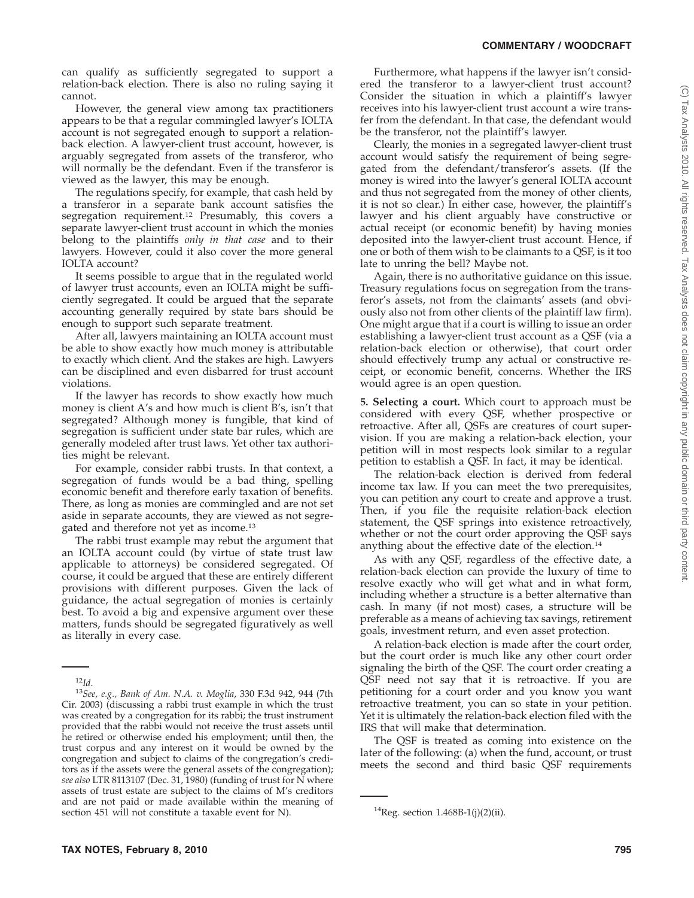can qualify as sufficiently segregated to support a relation-back election. There is also no ruling saying it cannot.

However, the general view among tax practitioners appears to be that a regular commingled lawyer's IOLTA account is not segregated enough to support a relation-back election. A lawyer-client trust account, however, is arguably segregated from assets of the transferor, who will normally be the defendant. Even if the transferor is viewed as the lawyer, this may be enough.

The regulations specify, for example, that cash held by a transferor in a separate bank account satisfies the segregation requirement.[12] Presumably, this covers a separate lawyer-client trust account in which the monies belong to the plaintiffs *only in that case* and to their lawyers. However, could it also cover the more general IOLTA account?

It seems possible to argue that in the regulated world of lawyer trust accounts, even an IOLTA might be sufficiently segregated. It could be argued that the separate accounting generally required by state bars should be enough to support such separate treatment.

After all, lawyers maintaining an IOLTA account must be able to show exactly how much money is attributable to exactly which client. And the stakes are high. Lawyers can be disciplined and even disbarred for trust account violations.

If the lawyer has records to show exactly how much money is client A's and how much is client B's, isn't that segregated? Although money is fungible, that kind of segregation is sufficient under state bar rules, which are generally modeled after trust laws. Yet other tax authorities might be relevant.

For example, consider rabbi trusts. In that context, a segregation of funds would be a bad thing, spelling economic benefit and therefore early taxation of benefits. There, as long as monies are commingled and are not set aside in separate accounts, they are viewed as not segregated and therefore not yet as income.[13]

The rabbi trust example may rebut the argument that an IOLTA account could (by virtue of state trust law applicable to attorneys) be considered segregated. Of course, it could be argued that these are entirely different provisions with different purposes. Given the lack of guidance, the actual segregation of monies is certainly best. To avoid a big and expensive argument over these matters, funds should be segregated figuratively as well as literally in every case.

Furthermore, what happens if the lawyer isn't considered the transferor to a lawyer-client trust account? Consider the situation in which a plaintiff's lawyer receives into his lawyer-client trust account a wire transfer from the defendant. In that case, the defendant would be the transferor, not the plaintiff's lawyer.

Clearly, the monies in a segregated lawyer-client trust account would satisfy the requirement of being segregated from the defendant/transferor's assets. (If the money is wired into the lawyer's general IOLTA account and thus not segregated from the money of other clients, it is not so clear.) In either case, however, the plaintiff's lawyer and his client arguably have constructive or actual receipt (or economic benefit) by having monies deposited into the lawyer-client trust account. Hence, if one or both of them wish to be claimants to a QSF, is it too late to unring the bell? Maybe not.

Again, there is no authoritative guidance on this issue. Treasury regulations focus on segregation from the transferor's assets, not from the claimants' assets (and obviously also not from other clients of the plaintiff law firm). One might argue that if a court is willing to issue an order establishing a lawyer-client trust account as a QSF (via a relation-back election or otherwise), that court order should effectively trump any actual or constructive receipt, or economic benefit, concerns. Whether the IRS would agree is an open question.

**5. Selecting a court.** Which court to approach must be considered with every QSF, whether prospective or retroactive. After all, QSFs are creatures of court supervision. If you are making a relation-back election, your petition will in most respects look similar to a regular petition to establish a QSF. In fact, it may be identical.

The relation-back election is derived from federal income tax law. If you can meet the two prerequisites, you can petition any court to create and approve a trust. Then, if you file the requisite relation-back election statement, the QSF springs into existence retroactively, whether or not the court order approving the QSF says anything about the effective date of the election.[14]

As with any QSF, regardless of the effective date, a relation-back election can provide the luxury of time to resolve exactly who will get what and in what form, including whether a structure is a better alternative than cash. In many (if not most) cases, a structure will be preferable as a means of achieving tax savings, retirement goals, investment return, and even asset protection.

A relation-back election is made after the court order, but the court order is much like any other court order signaling the birth of the QSF. The court order creating a QSF need not say that it is retroactive. If you are petitioning for a court order and you know you want retroactive treatment, you can so state in your petition. Yet it is ultimately the relation-back election filed with the IRS that will make that determination.

The QSF is treated as coming into existence on the later of the following: (a) when the fund, account, or trust meets the second and third basic QSF requirements

---

[12] *Id.*

[13] *See, e.g., Bank of Am. N.A. v. Moglia*, 330 F.3d 942, 944 (7th Cir. 2003) (discussing a rabbi trust example in which the trust was created by a congregation for its rabbi; the trust instrument provided that the rabbi would not receive the trust assets until he retired or otherwise ended his employment; until then, the trust corpus and any interest on it would be owned by the congregation and subject to claims of the congregation's creditors as if the assets were the general assets of the congregation); *see also* LTR 8113107 (Dec. 31, 1980) (funding of trust for N where assets of trust estate are subject to the claims of M's creditors and are not paid or made available within the meaning of section 451 will not constitute a taxable event for N).

[14] Reg. section 1.468B-1(j)(2)(ii).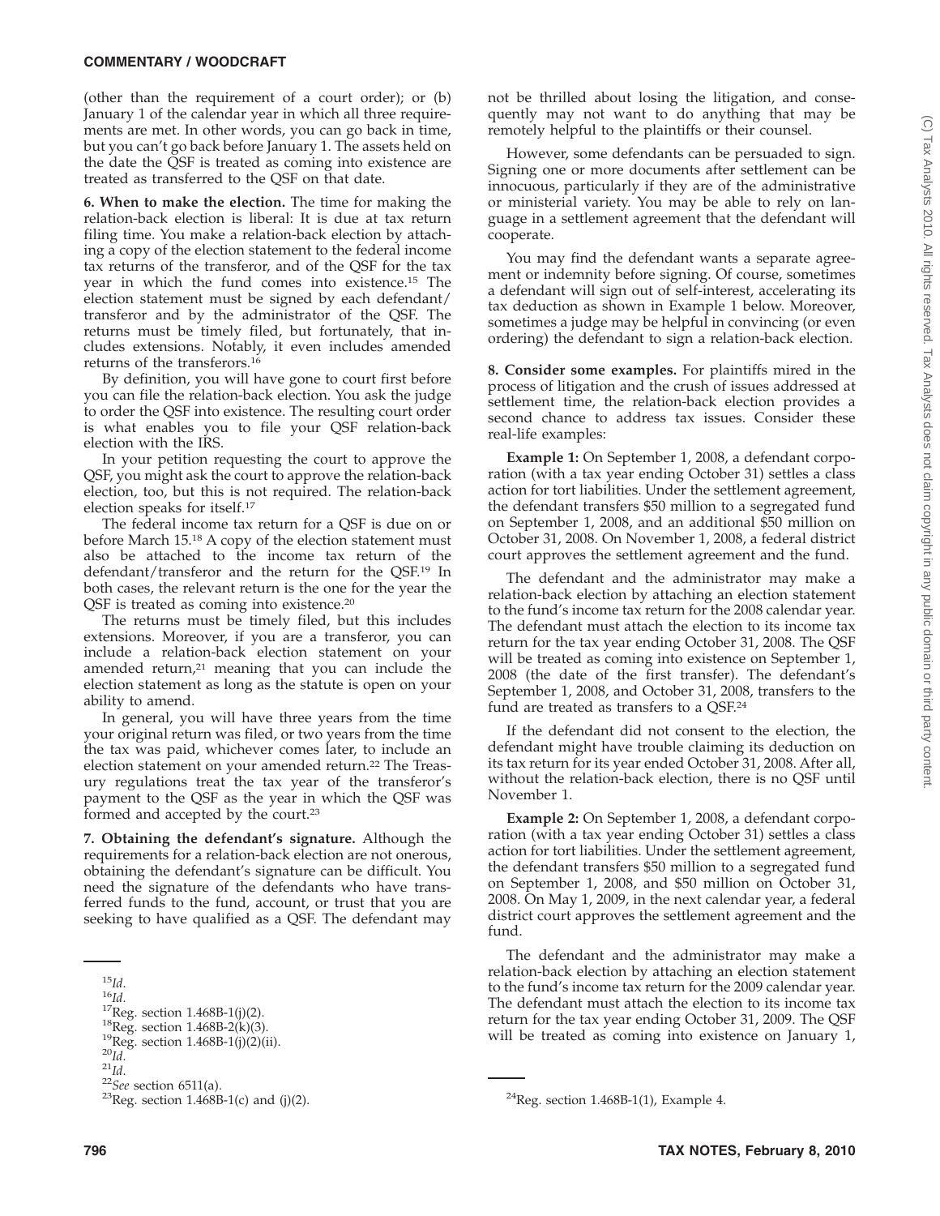(other than the requirement of a court order); or (b) January 1 of the calendar year in which all three requirements are met. In other words, you can go back in time, but you can't go back before January 1. The assets held on the date the QSF is treated as coming into existence are treated as transferred to the QSF on that date.

**6. When to make the election.** The time for making the relation-back election is liberal: It is due at tax return filing time. You make a relation-back election by attaching a copy of the election statement to the federal income tax returns of the transferor, and of the QSF for the tax year in which the fund comes into existence.[15] The election statement must be signed by each defendant/transferor and by the administrator of the QSF. The returns must be timely filed, but fortunately, that includes extensions. Notably, it even includes amended returns of the transferors.[16]

By definition, you will have gone to court first before you can file the relation-back election. You ask the judge to order the QSF into existence. The resulting court order is what enables you to file your QSF relation-back election with the IRS.

In your petition requesting the court to approve the QSF, you might ask the court to approve the relation-back election, too, but this is not required. The relation-back election speaks for itself.[17]

The federal income tax return for a QSF is due on or before March 15.[18] A copy of the election statement must also be attached to the income tax return of the defendant/transferor and the return for the QSF.[19] In both cases, the relevant return is the one for the year the QSF is treated as coming into existence.[20]

The returns must be timely filed, but this includes extensions. Moreover, if you are a transferor, you can include a relation-back election statement on your amended return,[21] meaning that you can include the election statement as long as the statute is open on your ability to amend.

In general, you will have three years from the time your original return was filed, or two years from the time the tax was paid, whichever comes later, to include an election statement on your amended return.[22] The Treasury regulations treat the tax year of the transferor's payment to the QSF as the year in which the QSF was formed and accepted by the court.[23]

**7. Obtaining the defendant's signature.** Although the requirements for a relation-back election are not onerous, obtaining the defendant's signature can be difficult. You need the signature of the defendants who have transferred funds to the fund, account, or trust that you are seeking to have qualified as a QSF. The defendant may not be thrilled about losing the litigation, and consequently may not want to do anything that may be remotely helpful to the plaintiffs or their counsel.

However, some defendants can be persuaded to sign. Signing one or more documents after settlement can be innocuous, particularly if they are of the administrative or ministerial variety. You may be able to rely on language in a settlement agreement that the defendant will cooperate.

You may find the defendant wants a separate agreement or indemnity before signing. Of course, sometimes a defendant will sign out of self-interest, accelerating its tax deduction as shown in Example 1 below. Moreover, sometimes a judge may be helpful in convincing (or even ordering) the defendant to sign a relation-back election.

**8. Consider some examples.** For plaintiffs mired in the process of litigation and the crush of issues addressed at settlement time, the relation-back election provides a second chance to address tax issues. Consider these real-life examples:

**Example 1:** On September 1, 2008, a defendant corporation (with a tax year ending October 31) settles a class action for tort liabilities. Under the settlement agreement, the defendant transfers \$50 million to a segregated fund on September 1, 2008, and an additional \$50 million on October 31, 2008. On November 1, 2008, a federal district court approves the settlement agreement and the fund.

The defendant and the administrator may make a relation-back election by attaching an election statement to the fund's income tax return for the 2008 calendar year. The defendant must attach the election to its income tax return for the tax year ending October 31, 2008. The QSF will be treated as coming into existence on September 1, 2008 (the date of the first transfer). The defendant's September 1, 2008, and October 31, 2008, transfers to the fund are treated as transfers to a QSF.[24]

If the defendant did not consent to the election, the defendant might have trouble claiming its deduction on its tax return for its year ended October 31, 2008. After all, without the relation-back election, there is no QSF until November 1.

**Example 2:** On September 1, 2008, a defendant corporation (with a tax year ending October 31) settles a class action for tort liabilities. Under the settlement agreement, the defendant transfers \$50 million to a segregated fund on September 1, 2008, and \$50 million on October 31, 2008. On May 1, 2009, in the next calendar year, a federal district court approves the settlement agreement and the fund.

The defendant and the administrator may make a relation-back election by attaching an election statement to the fund's income tax return for the 2009 calendar year. The defendant must attach the election to its income tax return for the tax year ending October 31, 2009. The QSF will be treated as coming into existence on January 1,

---

[15] *Id.*
[16] *Id.*
[17] Reg. section 1.468B-1(j)(2).
[18] Reg. section 1.468B-2(k)(3).
[19] Reg. section 1.468B-1(j)(2)(ii).
[20] *Id.*
[21] *Id.*
[22] *See* section 6511(a).
[23] Reg. section 1.468B-1(c) and (j)(2).
[24] Reg. section 1.468B-1(l), Example 4.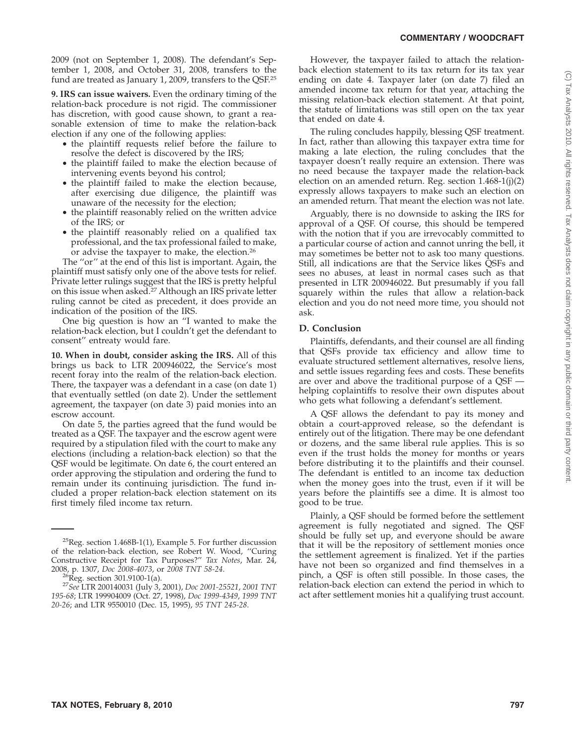2009 (not on September 1, 2008). The defendant's September 1, 2008, and October 31, 2008, transfers to the fund are treated as January 1, 2009, transfers to the QSF.[25]

**9. IRS can issue waivers.** Even the ordinary timing of the relation-back procedure is not rigid. The commissioner has discretion, with good cause shown, to grant a reasonable extension of time to make the relation-back election if any one of the following applies:

- the plaintiff requests relief before the failure to resolve the defect is discovered by the IRS;
- the plaintiff failed to make the election because of intervening events beyond his control;
- the plaintiff failed to make the election because, after exercising due diligence, the plaintiff was unaware of the necessity for the election;
- the plaintiff reasonably relied on the written advice of the IRS; or
- the plaintiff reasonably relied on a qualified tax professional, and the tax professional failed to make, or advise the taxpayer to make, the election.[26]

The "or" at the end of this list is important. Again, the plaintiff must satisfy only one of the above tests for relief. Private letter rulings suggest that the IRS is pretty helpful on this issue when asked.[27] Although an IRS private letter ruling cannot be cited as precedent, it does provide an indication of the position of the IRS.

One big question is how an "I wanted to make the relation-back election, but I couldn't get the defendant to consent" entreaty would fare.

**10. When in doubt, consider asking the IRS.** All of this brings us back to LTR 200946022, the Service's most recent foray into the realm of the relation-back election. There, the taxpayer was a defendant in a case (on date 1) that eventually settled (on date 2). Under the settlement agreement, the taxpayer (on date 3) paid monies into an escrow account.

On date 5, the parties agreed that the fund would be treated as a QSF. The taxpayer and the escrow agent were required by a stipulation filed with the court to make any elections (including a relation-back election) so that the QSF would be legitimate. On date 6, the court entered an order approving the stipulation and ordering the fund to remain under its continuing jurisdiction. The fund included a proper relation-back election statement on its first timely filed income tax return.

However, the taxpayer failed to attach the relation-back election statement to its tax return for its tax year ending on date 4. Taxpayer later (on date 7) filed an amended income tax return for that year, attaching the missing relation-back election statement. At that point, the statute of limitations was still open on the tax year that ended on date 4.

The ruling concludes happily, blessing QSF treatment. In fact, rather than allowing this taxpayer extra time for making a late election, the ruling concludes that the taxpayer doesn't really require an extension. There was no need because the taxpayer made the relation-back election on an amended return. Reg. section 1.468-1(j)(2) expressly allows taxpayers to make such an election on an amended return. That meant the election was not late.

Arguably, there is no downside to asking the IRS for approval of a QSF. Of course, this should be tempered with the notion that if you are irrevocably committed to a particular course of action and cannot unring the bell, it may sometimes be better not to ask too many questions. Still, all indications are that the Service likes QSFs and sees no abuses, at least in normal cases such as that presented in LTR 200946022. But presumably if you fall squarely within the rules that allow a relation-back election and you do not need more time, you should not ask.

## D. Conclusion

Plaintiffs, defendants, and their counsel are all finding that QSFs provide tax efficiency and allow time to evaluate structured settlement alternatives, resolve liens, and settle issues regarding fees and costs. These benefits are over and above the traditional purpose of a QSF — helping coplaintiffs to resolve their own disputes about who gets what following a defendant's settlement.

A QSF allows the defendant to pay its money and obtain a court-approved release, so the defendant is entirely out of the litigation. There may be one defendant or dozens, and the same liberal rule applies. This is so even if the trust holds the money for months or years before distributing it to the plaintiffs and their counsel. The defendant is entitled to an income tax deduction when the money goes into the trust, even if it will be years before the plaintiffs see a dime. It is almost too good to be true.

Plainly, a QSF should be formed before the settlement agreement is fully negotiated and signed. The QSF should be fully set up, and everyone should be aware that it will be the repository of settlement monies once the settlement agreement is finalized. Yet if the parties have not been so organized and find themselves in a pinch, a QSF is often still possible. In those cases, the relation-back election can extend the period in which to act after settlement monies hit a qualifying trust account.

---

[25] Reg. section 1.468B-1(1), Example 5. For further discussion of the relation-back election, see Robert W. Wood, "Curing Constructive Receipt for Tax Purposes?" *Tax Notes*, Mar. 24, 2008, p. 1307, *Doc 2008-4073*, or *2008 TNT 58-24*.

[26] Reg. section 301.9100-1(a).

[27] *See* LTR 200140031 (July 3, 2001), *Doc 2001-25521*, *2001 TNT 195-68*; LTR 199904009 (Oct. 27, 1998), *Doc 1999-4349*, *1999 TNT 20-26*; and LTR 9550010 (Dec. 15, 1995), *95 TNT 245-28*.